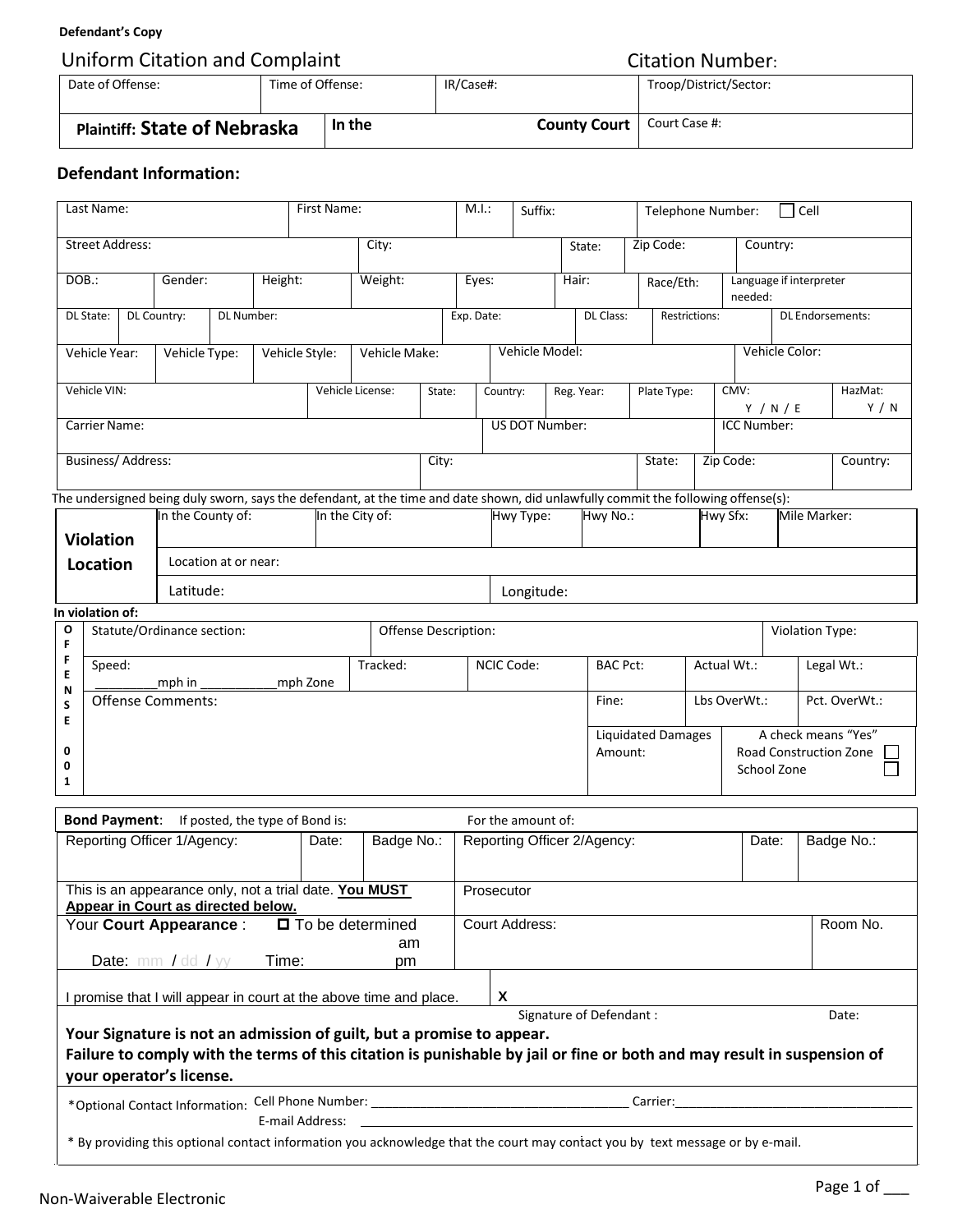**Defendant's Copy**

# Uniform Citation and Complaint

**Citation Number:**

| Date of Offense: | Time of Offense: | IR/Case#: | Troop/District/Sector: |
|---|---|---|---|
| **Plaintiff: State of Nebraska** | **In the County Court** | | Court Case #: |

## Defendant Information:

| Last Name: | First Name: | M.I.: | Suffix: | Telephone Number: ☐ Cell |
|---|---|---|---|---|

| Street Address: | City: | State: | Zip Code: | Country: |
|---|---|---|---|---|

| DOB.: | Gender: | Height: | Weight: | Eyes: | Hair: | Race/Eth: | Language if interpreter needed: |
|---|---|---|---|---|---|---|---|

| DL State: | DL Country: | DL Number: | Exp. Date: | DL Class: | Restrictions: | DL Endorsements: |
|---|---|---|---|---|---|---|

| Vehicle Year: | Vehicle Type: | Vehicle Style: | Vehicle Make: | Vehicle Model: | Vehicle Color: |
|---|---|---|---|---|---|

| Vehicle VIN: | Vehicle License: | State: | Country: | Reg. Year: | Plate Type: | CMV: Y / N / E | HazMat: Y / N |
|---|---|---|---|---|---|---|---|

| Carrier Name: | US DOT Number: | ICC Number: |
|---|---|---|

| Business/ Address: | City: | State: | Zip Code: | Country: |
|---|---|---|---|---|

The undersigned being duly sworn, says the defendant, at the time and date shown, did unlawfully commit the following offense(s):

| **Violation Location** | In the County of: | In the City of: | Hwy Type: | Hwy No.: | Hwy Sfx: | Mile Marker: |
|---|---|---|---|---|---|---|
| | Location at or near: | | | | | |
| | Latitude: | | Longitude: | | | |

**In violation of:**

| **OFFENSE 001** | Statute/Ordinance section: | Offense Description: | | | Violation Type: |
|---|---|---|---|---|---|
| | Speed: _________mph in ___________mph Zone | Tracked: | NCIC Code: | BAC Pct: | Actual Wt.: | Legal Wt.: |
| | Offense Comments: | | | Fine: | Lbs OverWt.: | Pct. OverWt.: |
| | | | | Liquidated Damages Amount: | A check means "Yes" Road Construction Zone ☐ School Zone ☐ | |

| **Bond Payment**: If posted, the type of Bond is: | For the amount of: | | | | |
|---|---|---|---|---|---|
| Reporting Officer 1/Agency: | Date: | Badge No.: | Reporting Officer 2/Agency: | Date: | Badge No.: |

| This is an appearance only, not a trial date. **You MUST Appear in Court as directed below.** | Prosecutor | |
|---|---|---|
| Your **Court Appearance** : ☐ To be determined<br>Date: mm / dd / yy Time: am pm | Court Address: | Room No. |
| I promise that I will appear in court at the above time and place. | **X**<br>Signature of Defendant : Date: | |

**Your Signature is not an admission of guilt, but a promise to appear.**
**Failure to comply with the terms of this citation is punishable by jail or fine or both and may result in suspension of your operator's license.**

*Optional Contact Information: Cell Phone Number: ____________________________________ Carrier:__________________________________
E-mail Address: ____________________________________________________________________________

* By providing this optional contact information you acknowledge that the court may contact you by text message or by e-mail.

Non-Waiverable Electronic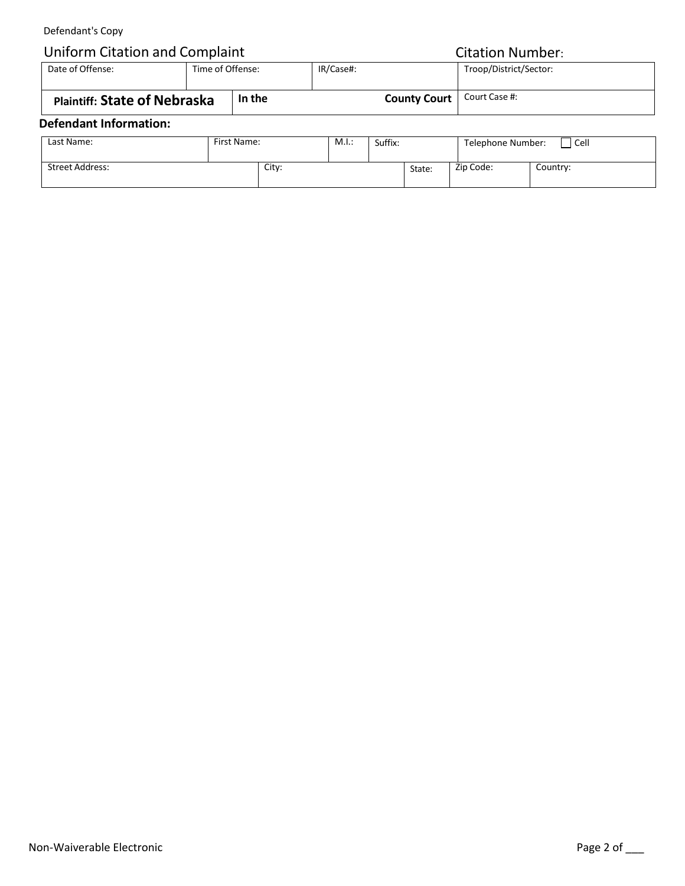Defendant's Copy

## Uniform Citation and Complaint

Citation Number:

| | | | |
|---|---|---|---|
| Date of Offense: | Time of Offense: | IR/Case#: | Troop/District/Sector: |
| Plaintiff: **State of Nebraska** | **In the** | **County Court** | Court Case #: |

**Defendant Information:**

| | | | | |
|---|---|---|---|---|
| Last Name: | First Name: | M.I.: | Suffix: | Telephone Number: ☐ Cell |

| | | | | |
|---|---|---|---|---|
| Street Address: | City: | State: | Zip Code: | Country: |

Non-Waiverable Electronic